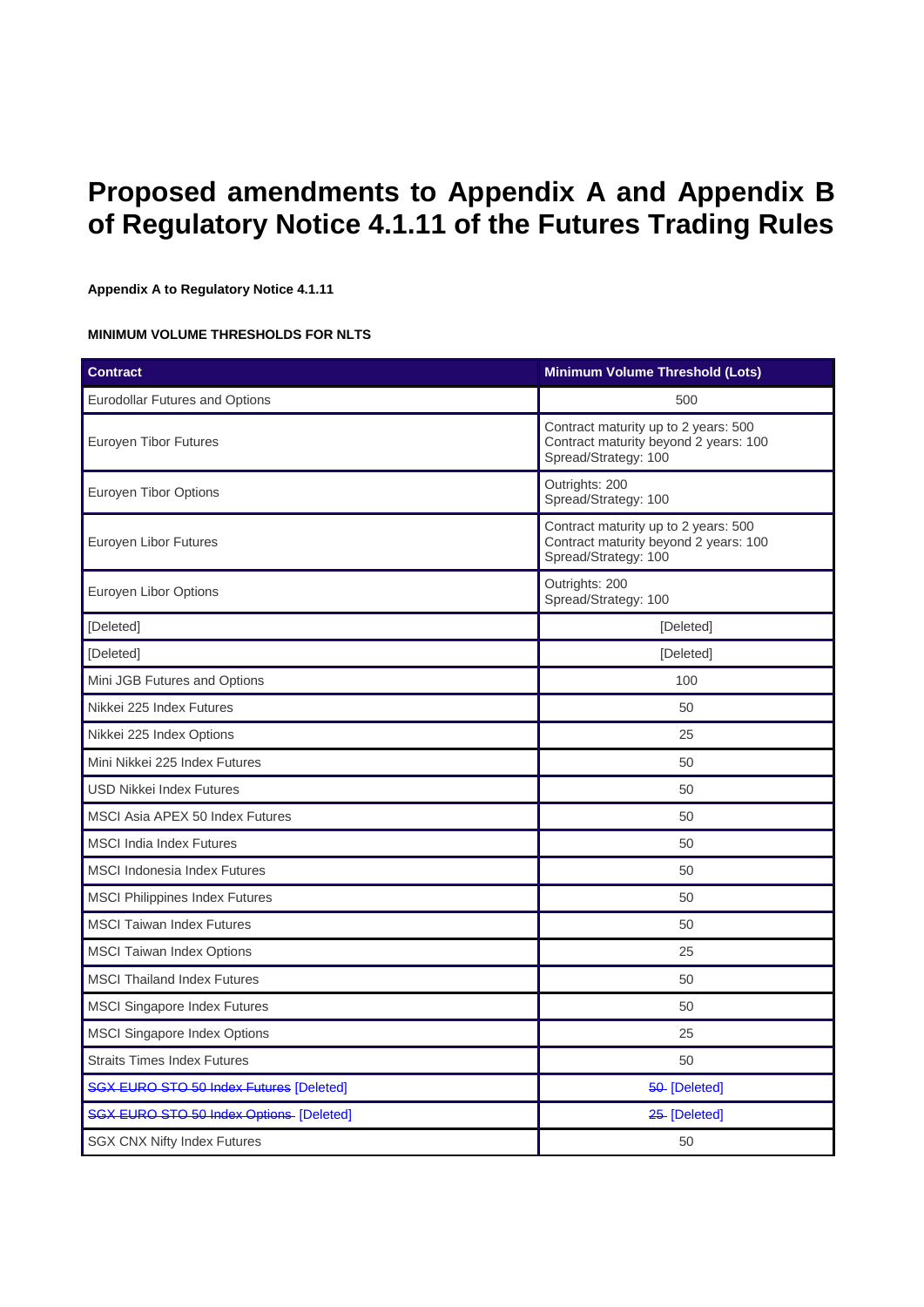# Proposed amendments to Appendix A and Appendix B of Regulatory Notice 4.1.11 of the Futures Trading Rules

**Appendix A to Regulatory Notice 4.1.11**

**MINIMUM VOLUME THRESHOLDS FOR NLTS**

| Contract | Minimum Volume Threshold (Lots) |
|---|---|
| Eurodollar Futures and Options | 500 |
| Euroyen Tibor Futures | Contract maturity up to 2 years: 500<br>Contract maturity beyond 2 years: 100<br>Spread/Strategy: 100 |
| Euroyen Tibor Options | Outrights: 200<br>Spread/Strategy: 100 |
| Euroyen Libor Futures | Contract maturity up to 2 years: 500<br>Contract maturity beyond 2 years: 100<br>Spread/Strategy: 100 |
| Euroyen Libor Options | Outrights: 200<br>Spread/Strategy: 100 |
| [Deleted] | [Deleted] |
| [Deleted] | [Deleted] |
| Mini JGB Futures and Options | 100 |
| Nikkei 225 Index Futures | 50 |
| Nikkei 225 Index Options | 25 |
| Mini Nikkei 225 Index Futures | 50 |
| USD Nikkei Index Futures | 50 |
| MSCI Asia APEX 50 Index Futures | 50 |
| MSCI India Index Futures | 50 |
| MSCI Indonesia Index Futures | 50 |
| MSCI Philippines Index Futures | 50 |
| MSCI Taiwan Index Futures | 50 |
| MSCI Taiwan Index Options | 25 |
| MSCI Thailand Index Futures | 50 |
| MSCI Singapore Index Futures | 50 |
| MSCI Singapore Index Options | 25 |
| Straits Times Index Futures | 50 |
| ~~SGX EURO STO 50 Index Futures~~ [Deleted] | ~~50~~ [Deleted] |
| ~~SGX EURO STO 50 Index Options~~ [Deleted] | ~~25~~ [Deleted] |
| SGX CNX Nifty Index Futures | 50 |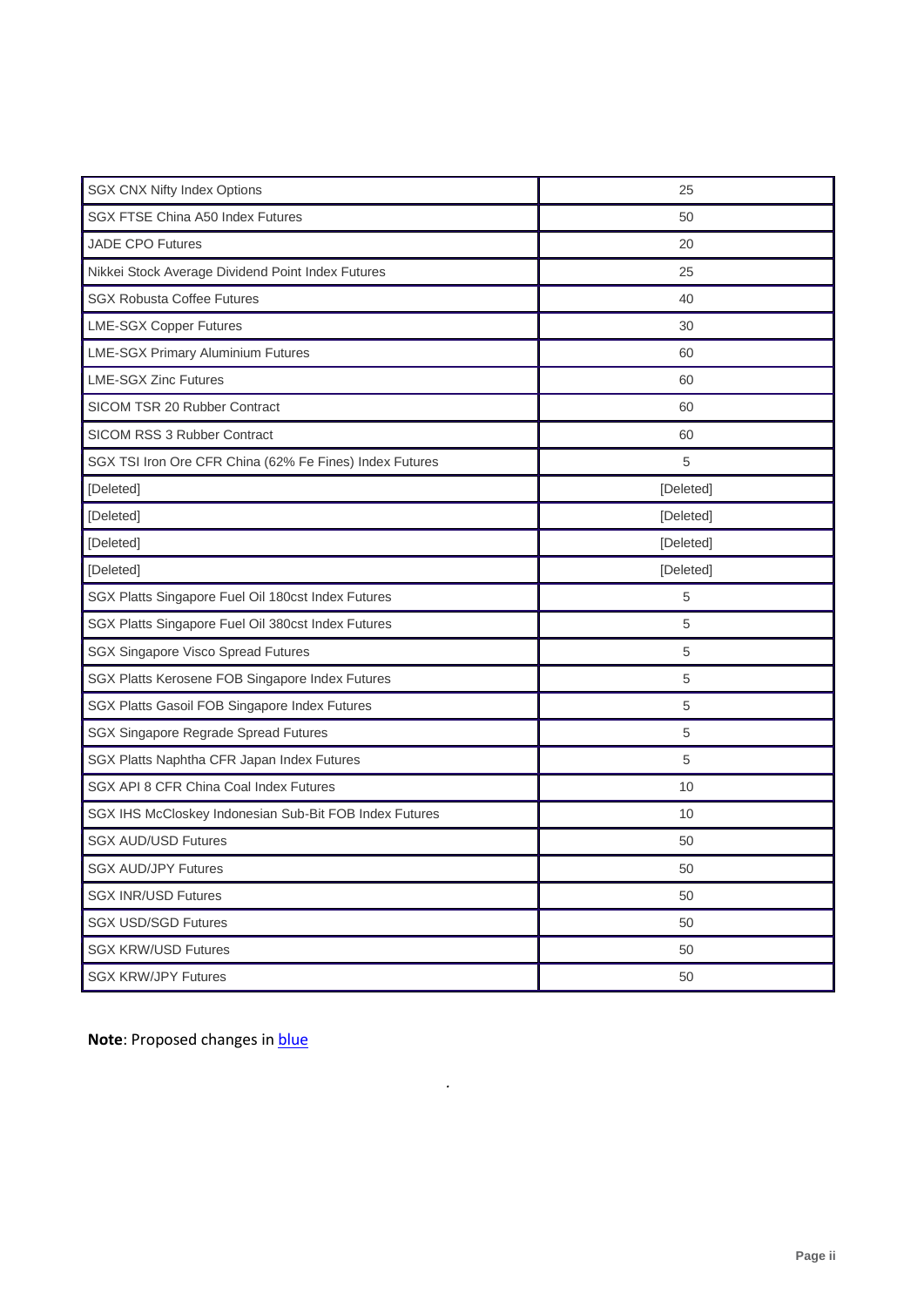| | |
|---|---|
| SGX CNX Nifty Index Options | 25 |
| SGX FTSE China A50 Index Futures | 50 |
| JADE CPO Futures | 20 |
| Nikkei Stock Average Dividend Point Index Futures | 25 |
| SGX Robusta Coffee Futures | 40 |
| LME-SGX Copper Futures | 30 |
| LME-SGX Primary Aluminium Futures | 60 |
| LME-SGX Zinc Futures | 60 |
| SICOM TSR 20 Rubber Contract | 60 |
| SICOM RSS 3 Rubber Contract | 60 |
| SGX TSI Iron Ore CFR China (62% Fe Fines) Index Futures | 5 |
| [Deleted] | [Deleted] |
| [Deleted] | [Deleted] |
| [Deleted] | [Deleted] |
| [Deleted] | [Deleted] |
| SGX Platts Singapore Fuel Oil 180cst Index Futures | 5 |
| SGX Platts Singapore Fuel Oil 380cst Index Futures | 5 |
| SGX Singapore Visco Spread Futures | 5 |
| SGX Platts Kerosene FOB Singapore Index Futures | 5 |
| SGX Platts Gasoil FOB Singapore Index Futures | 5 |
| SGX Singapore Regrade Spread Futures | 5 |
| SGX Platts Naphtha CFR Japan Index Futures | 5 |
| SGX API 8 CFR China Coal Index Futures | 10 |
| SGX IHS McCloskey Indonesian Sub-Bit FOB Index Futures | 10 |
| SGX AUD/USD Futures | 50 |
| SGX AUD/JPY Futures | 50 |
| SGX INR/USD Futures | 50 |
| SGX USD/SGD Futures | 50 |
| SGX KRW/USD Futures | 50 |
| SGX KRW/JPY Futures | 50 |

**Note**: Proposed changes in blue

.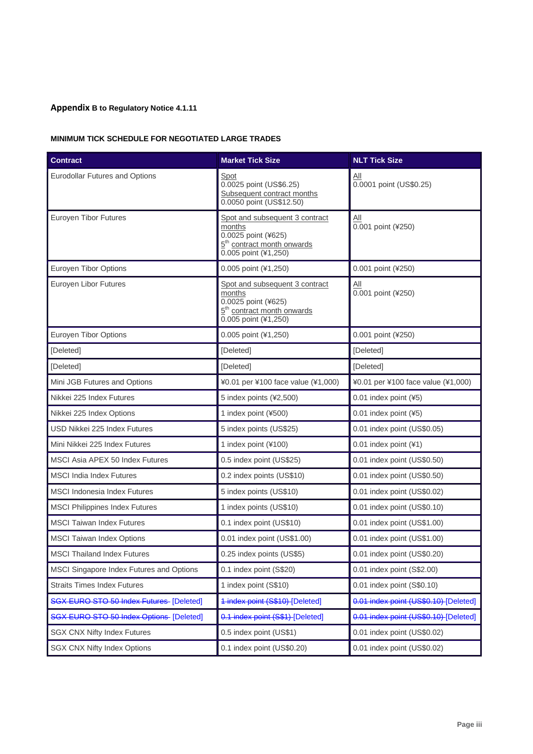**Appendix B to Regulatory Notice 4.1.11**

**MINIMUM TICK SCHEDULE FOR NEGOTIATED LARGE TRADES**

| Contract | Market Tick Size | NLT Tick Size |
|---|---|---|
| Eurodollar Futures and Options | Spot<br>0.0025 point (US$6.25)<br>Subsequent contract months<br>0.0050 point (US$12.50) | All<br>0.0001 point (US$0.25) |
| Euroyen Tibor Futures | Spot and subsequent 3 contract months<br>0.0025 point (¥625)<br>5th contract month onwards<br>0.005 point (¥1,250) | All<br>0.001 point (¥250) |
| Euroyen Tibor Options | 0.005 point (¥1,250) | 0.001 point (¥250) |
| Euroyen Libor Futures | Spot and subsequent 3 contract months<br>0.0025 point (¥625)<br>5th contract month onwards<br>0.005 point (¥1,250) | All<br>0.001 point (¥250) |
| Euroyen Tibor Options | 0.005 point (¥1,250) | 0.001 point (¥250) |
| [Deleted] | [Deleted] | [Deleted] |
| [Deleted] | [Deleted] | [Deleted] |
| Mini JGB Futures and Options | ¥0.01 per ¥100 face value (¥1,000) | ¥0.01 per ¥100 face value (¥1,000) |
| Nikkei 225 Index Futures | 5 index points (¥2,500) | 0.01 index point (¥5) |
| Nikkei 225 Index Options | 1 index point (¥500) | 0.01 index point (¥5) |
| USD Nikkei 225 Index Futures | 5 index points (US$25) | 0.01 index point (US$0.05) |
| Mini Nikkei 225 Index Futures | 1 index point (¥100) | 0.01 index point (¥1) |
| MSCI Asia APEX 50 Index Futures | 0.5 index point (US$25) | 0.01 index point (US$0.50) |
| MSCI India Index Futures | 0.2 index points (US$10) | 0.01 index point (US$0.50) |
| MSCI Indonesia Index Futures | 5 index points (US$10) | 0.01 index point (US$0.02) |
| MSCI Philippines Index Futures | 1 index points (US$10) | 0.01 index point (US$0.10) |
| MSCI Taiwan Index Futures | 0.1 index point (US$10) | 0.01 index point (US$1.00) |
| MSCI Taiwan Index Options | 0.01 index point (US$1.00) | 0.01 index point (US$1.00) |
| MSCI Thailand Index Futures | 0.25 index points (US$5) | 0.01 index point (US$0.20) |
| MSCI Singapore Index Futures and Options | 0.1 index point (S$20) | 0.01 index point (S$2.00) |
| Straits Times Index Futures | 1 index point (S$10) | 0.01 index point (S$0.10) |
| ~~SGX EURO STO 50 Index Futures~~ [Deleted] | ~~1 index point (S$10)~~ [Deleted] | ~~0.01 index point (US$0.10)~~ [Deleted] |
| ~~SGX EURO STO 50 Index Options~~ [Deleted] | ~~0.1 index point (S$1)~~ [Deleted] | ~~0.01 index point (US$0.10)~~ [Deleted] |
| SGX CNX Nifty Index Futures | 0.5 index point (US$1) | 0.01 index point (US$0.02) |
| SGX CNX Nifty Index Options | 0.1 index point (US$0.20) | 0.01 index point (US$0.02) |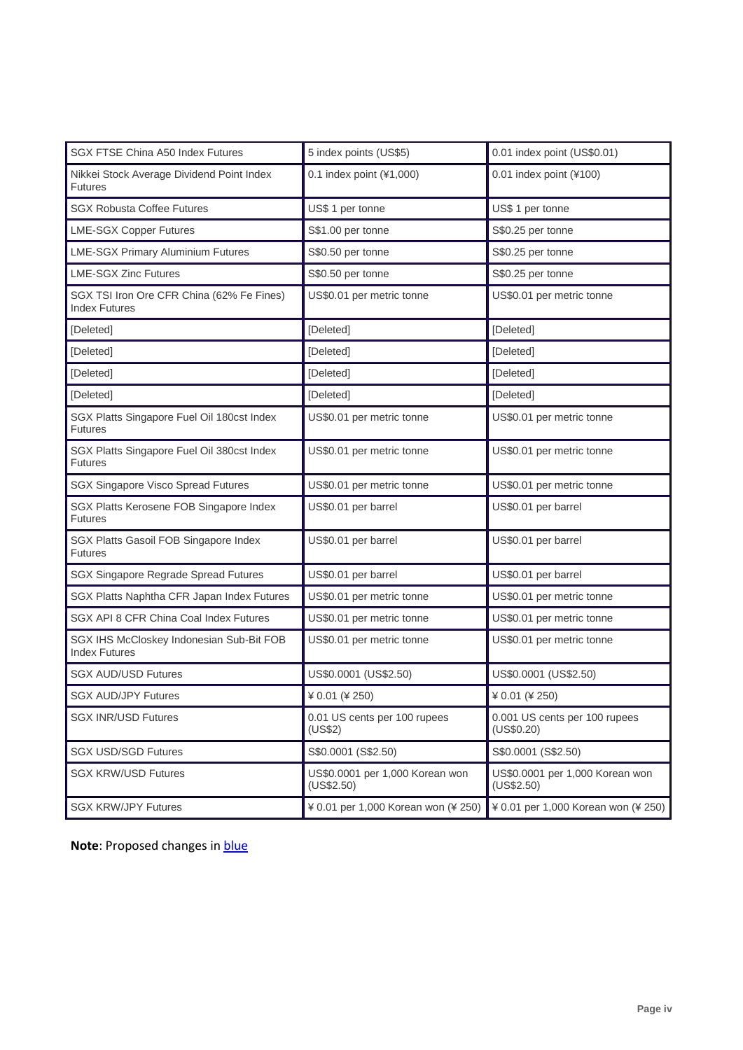| | | |
|---|---|---|
| SGX FTSE China A50 Index Futures | 5 index points (US$5) | 0.01 index point (US$0.01) |
| Nikkei Stock Average Dividend Point Index Futures | 0.1 index point (¥1,000) | 0.01 index point (¥100) |
| SGX Robusta Coffee Futures | US$ 1 per tonne | US$ 1 per tonne |
| LME-SGX Copper Futures | S$1.00 per tonne | S$0.25 per tonne |
| LME-SGX Primary Aluminium Futures | S$0.50 per tonne | S$0.25 per tonne |
| LME-SGX Zinc Futures | S$0.50 per tonne | S$0.25 per tonne |
| SGX TSI Iron Ore CFR China (62% Fe Fines) Index Futures | US$0.01 per metric tonne | US$0.01 per metric tonne |
| [Deleted] | [Deleted] | [Deleted] |
| [Deleted] | [Deleted] | [Deleted] |
| [Deleted] | [Deleted] | [Deleted] |
| [Deleted] | [Deleted] | [Deleted] |
| SGX Platts Singapore Fuel Oil 180cst Index Futures | US$0.01 per metric tonne | US$0.01 per metric tonne |
| SGX Platts Singapore Fuel Oil 380cst Index Futures | US$0.01 per metric tonne | US$0.01 per metric tonne |
| SGX Singapore Visco Spread Futures | US$0.01 per metric tonne | US$0.01 per metric tonne |
| SGX Platts Kerosene FOB Singapore Index Futures | US$0.01 per barrel | US$0.01 per barrel |
| SGX Platts Gasoil FOB Singapore Index Futures | US$0.01 per barrel | US$0.01 per barrel |
| SGX Singapore Regrade Spread Futures | US$0.01 per barrel | US$0.01 per barrel |
| SGX Platts Naphtha CFR Japan Index Futures | US$0.01 per metric tonne | US$0.01 per metric tonne |
| SGX API 8 CFR China Coal Index Futures | US$0.01 per metric tonne | US$0.01 per metric tonne |
| SGX IHS McCloskey Indonesian Sub-Bit FOB Index Futures | US$0.01 per metric tonne | US$0.01 per metric tonne |
| SGX AUD/USD Futures | US$0.0001 (US$2.50) | US$0.0001 (US$2.50) |
| SGX AUD/JPY Futures | ¥ 0.01 (¥ 250) | ¥ 0.01 (¥ 250) |
| SGX INR/USD Futures | 0.01 US cents per 100 rupees (US$2) | 0.001 US cents per 100 rupees (US$0.20) |
| SGX USD/SGD Futures | S$0.0001 (S$2.50) | S$0.0001 (S$2.50) |
| SGX KRW/USD Futures | US$0.0001 per 1,000 Korean won (US$2.50) | US$0.0001 per 1,000 Korean won (US$2.50) |
| SGX KRW/JPY Futures | ¥ 0.01 per 1,000 Korean won (¥ 250) | ¥ 0.01 per 1,000 Korean won (¥ 250) |

**Note**: Proposed changes in blue